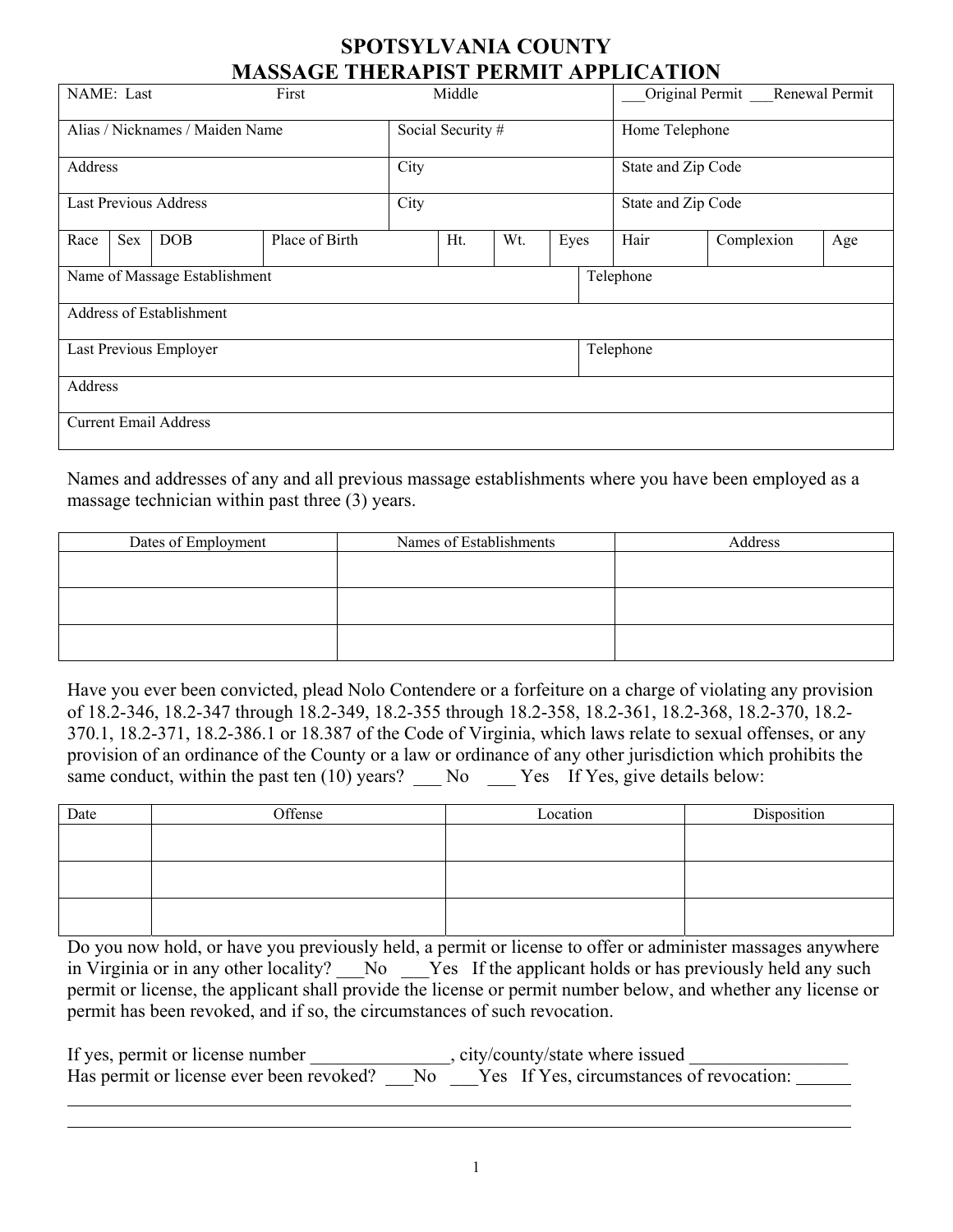# SPOTSYLVANIA COUNTY
# MASSAGE THERAPIST PERMIT APPLICATION

| NAME: Last | First | Middle | ___Original Permit ___Renewal Permit |
|---|---|---|---|
| Alias / Nicknames / Maiden Name | Social Security # | | Home Telephone |
| Address | City | | State and Zip Code |
| Last Previous Address | City | | State and Zip Code |

| Race | Sex | DOB | Place of Birth | Ht. | Wt. | Eyes | Hair | Complexion | Age |
|---|---|---|---|---|---|---|---|---|---|
| | | | | | | | | | |

| Name of Massage Establishment | Telephone |
|---|---|
| Address of Establishment | |
| Last Previous Employer | Telephone |
| Address | |
| Current Email Address | |

Names and addresses of any and all previous massage establishments where you have been employed as a massage technician within past three (3) years.

| Dates of Employment | Names of Establishments | Address |
|---|---|---|
| | | |
| | | |
| | | |

Have you ever been convicted, plead Nolo Contendere or a forfeiture on a charge of violating any provision of 18.2-346, 18.2-347 through 18.2-349, 18.2-355 through 18.2-358, 18.2-361, 18.2-368, 18.2-370, 18.2-370.1, 18.2-371, 18.2-386.1 or 18.387 of the Code of Virginia, which laws relate to sexual offenses, or any provision of an ordinance of the County or a law or ordinance of any other jurisdiction which prohibits the same conduct, within the past ten (10) years? ___ No ___ Yes If Yes, give details below:

| Date | Offense | Location | Disposition |
|---|---|---|---|
| | | | |
| | | | |
| | | | |

Do you now hold, or have you previously held, a permit or license to offer or administer massages anywhere in Virginia or in any other locality? ___No ___Yes If the applicant holds or has previously held any such permit or license, the applicant shall provide the license or permit number below, and whether any license or permit has been revoked, and if so, the circumstances of such revocation.

If yes, permit or license number _______________, city/county/state where issued _________________
Has permit or license ever been revoked? ___No ___Yes If Yes, circumstances of revocation: ______

______________________________________________________________________________

______________________________________________________________________________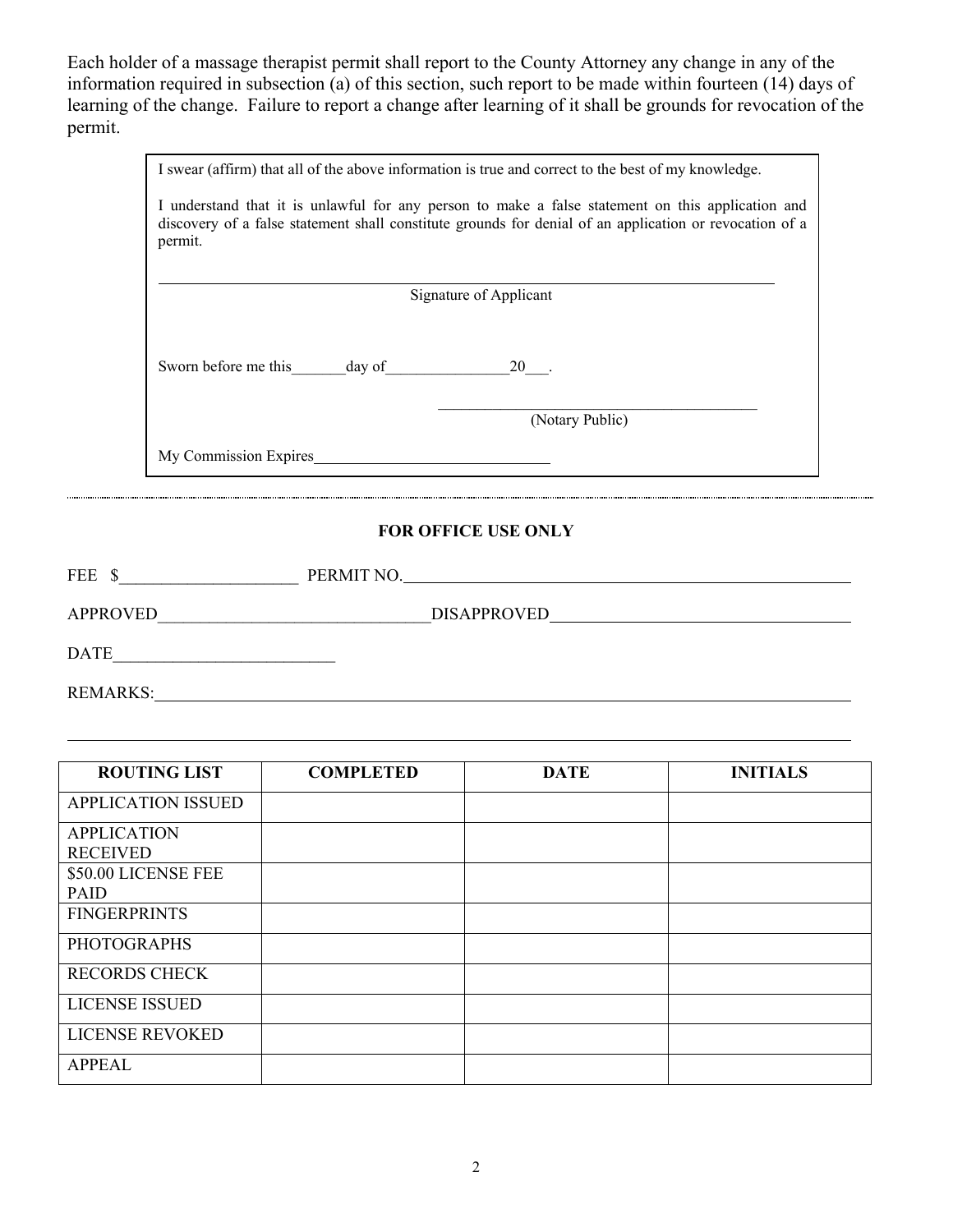Each holder of a massage therapist permit shall report to the County Attorney any change in any of the information required in subsection (a) of this section, such report to be made within fourteen (14) days of learning of the change. Failure to report a change after learning of it shall be grounds for revocation of the permit.

I swear (affirm) that all of the above information is true and correct to the best of my knowledge.

I understand that it is unlawful for any person to make a false statement on this application and discovery of a false statement shall constitute grounds for denial of an application or revocation of a permit.

\_\_\_\_\_\_\_\_\_\_\_\_\_\_\_\_\_\_\_\_\_\_\_\_\_\_\_\_\_\_\_\_\_\_\_\_\_\_\_\_

Signature of Applicant

Sworn before me this\_\_\_\_\_\_\_day of\_\_\_\_\_\_\_\_\_\_\_\_\_\_\_\_20\_\_\_.

\_\_\_\_\_\_\_\_\_\_\_\_\_\_\_\_\_\_\_\_\_\_\_\_\_\_\_\_\_\_\_\_\_\_\_\_\_\_\_\_

(Notary Public)

My Commission Expires\_\_\_\_\_\_\_\_\_\_\_\_\_\_\_\_\_\_\_\_\_\_\_\_\_\_\_\_\_\_

---

**FOR OFFICE USE ONLY**

FEE $\_\_\_\_\_\_\_\_\_\_\_\_\_\_\_\_\_\_\_\_\_\_ PERMIT NO.\_\_\_\_\_\_\_\_\_\_\_\_\_\_\_\_\_\_\_\_\_\_\_\_\_\_\_\_\_\_\_\_\_\_\_\_\_\_\_\_\_\_\_\_

APPROVED\_\_\_\_\_\_\_\_\_\_\_\_\_\_\_\_\_\_\_\_\_\_\_\_\_\_\_\_\_\_\_\_DISAPPROVED\_\_\_\_\_\_\_\_\_\_\_\_\_\_\_\_\_\_\_\_\_\_\_\_\_\_\_\_\_\_\_\_\_\_\_

DATE\_\_\_\_\_\_\_\_\_\_\_\_\_\_\_\_\_\_\_\_\_\_\_\_\_\_

REMARKS:\_\_\_\_\_\_\_\_\_\_\_\_\_\_\_\_\_\_\_\_\_\_\_\_\_\_\_\_\_\_\_\_\_\_\_\_\_\_\_\_\_\_\_\_\_\_\_\_\_\_\_\_\_\_\_\_\_\_\_\_\_\_\_\_\_\_\_\_\_\_\_\_\_\_\_\_\_\_\_\_\_

\_\_\_\_\_\_\_\_\_\_\_\_\_\_\_\_\_\_\_\_\_\_\_\_\_\_\_\_\_\_\_\_\_\_\_\_\_\_\_\_\_\_\_\_\_\_\_\_\_\_\_\_\_\_\_\_\_\_\_\_\_\_\_\_\_\_\_\_\_\_\_\_\_\_\_\_\_\_\_\_\_\_\_\_\_\_\_\_\_\_

| ROUTING LIST | COMPLETED | DATE | INITIALS |
|---|---|---|---|
| APPLICATION ISSUED | | | |
| APPLICATION RECEIVED | | | |
| $50.00 LICENSE FEE PAID | | | |
| FINGERPRINTS | | | |
| PHOTOGRAPHS | | | |
| RECORDS CHECK | | | |
| LICENSE ISSUED | | | |
| LICENSE REVOKED | | | |
| APPEAL | | | |